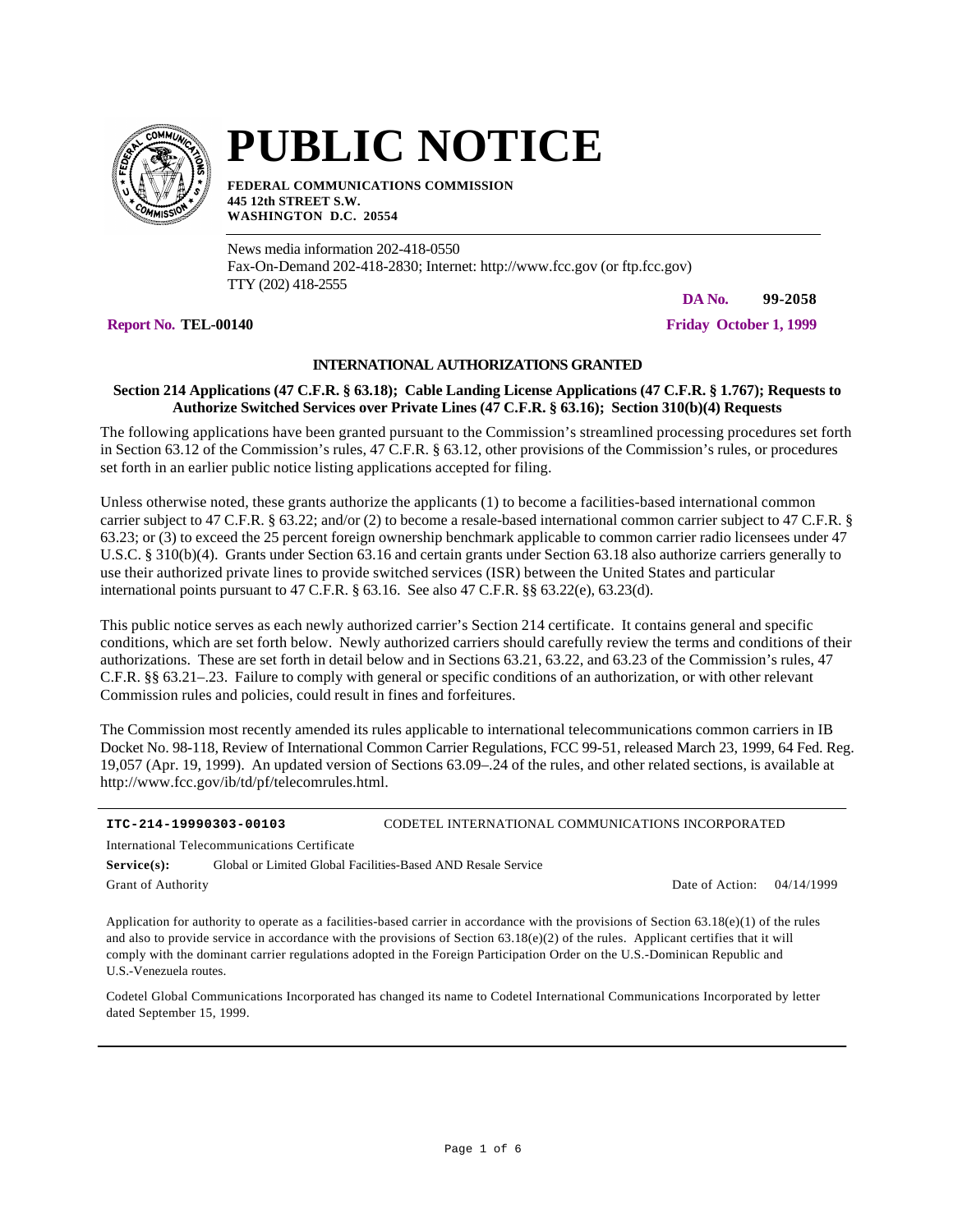# PUBLIC NOTICE

**FEDERAL COMMUNICATIONS COMMISSION**
**445 12th STREET S.W.**
**WASHINGTON D.C. 20554**

News media information 202-418-0550
Fax-On-Demand 202-418-2830; Internet: http://www.fcc.gov (or ftp.fcc.gov)
TTY (202) 418-2555

**DA No. 99-2058**

**Report No. TEL-00140** **Friday October 1, 1999**

### INTERNATIONAL AUTHORIZATIONS GRANTED

**Section 214 Applications (47 C.F.R. § 63.18); Cable Landing License Applications (47 C.F.R. § 1.767); Requests to Authorize Switched Services over Private Lines (47 C.F.R. § 63.16); Section 310(b)(4) Requests**

The following applications have been granted pursuant to the Commission's streamlined processing procedures set forth in Section 63.12 of the Commission's rules, 47 C.F.R. § 63.12, other provisions of the Commission's rules, or procedures set forth in an earlier public notice listing applications accepted for filing.

Unless otherwise noted, these grants authorize the applicants (1) to become a facilities-based international common carrier subject to 47 C.F.R. § 63.22; and/or (2) to become a resale-based international common carrier subject to 47 C.F.R. § 63.23; or (3) to exceed the 25 percent foreign ownership benchmark applicable to common carrier radio licensees under 47 U.S.C. § 310(b)(4). Grants under Section 63.16 and certain grants under Section 63.18 also authorize carriers generally to use their authorized private lines to provide switched services (ISR) between the United States and particular international points pursuant to 47 C.F.R. § 63.16. See also 47 C.F.R. §§ 63.22(e), 63.23(d).

This public notice serves as each newly authorized carrier's Section 214 certificate. It contains general and specific conditions, which are set forth below. Newly authorized carriers should carefully review the terms and conditions of their authorizations. These are set forth in detail below and in Sections 63.21, 63.22, and 63.23 of the Commission's rules, 47 C.F.R. §§ 63.21–.23. Failure to comply with general or specific conditions of an authorization, or with other relevant Commission rules and policies, could result in fines and forfeitures.

The Commission most recently amended its rules applicable to international telecommunications common carriers in IB Docket No. 98-118, Review of International Common Carrier Regulations, FCC 99-51, released March 23, 1999, 64 Fed. Reg. 19,057 (Apr. 19, 1999). An updated version of Sections 63.09–.24 of the rules, and other related sections, is available at http://www.fcc.gov/ib/td/pf/telecomrules.html.

---

**ITC-214-19990303-00103** CODETEL INTERNATIONAL COMMUNICATIONS INCORPORATED

International Telecommunications Certificate

**Service(s):** Global or Limited Global Facilities-Based AND Resale Service

Grant of Authority Date of Action: 04/14/1999

Application for authority to operate as a facilities-based carrier in accordance with the provisions of Section 63.18(e)(1) of the rules and also to provide service in accordance with the provisions of Section 63.18(e)(2) of the rules. Applicant certifies that it will comply with the dominant carrier regulations adopted in the Foreign Participation Order on the U.S.-Dominican Republic and U.S.-Venezuela routes.

Codetel Global Communications Incorporated has changed its name to Codetel International Communications Incorporated by letter dated September 15, 1999.

---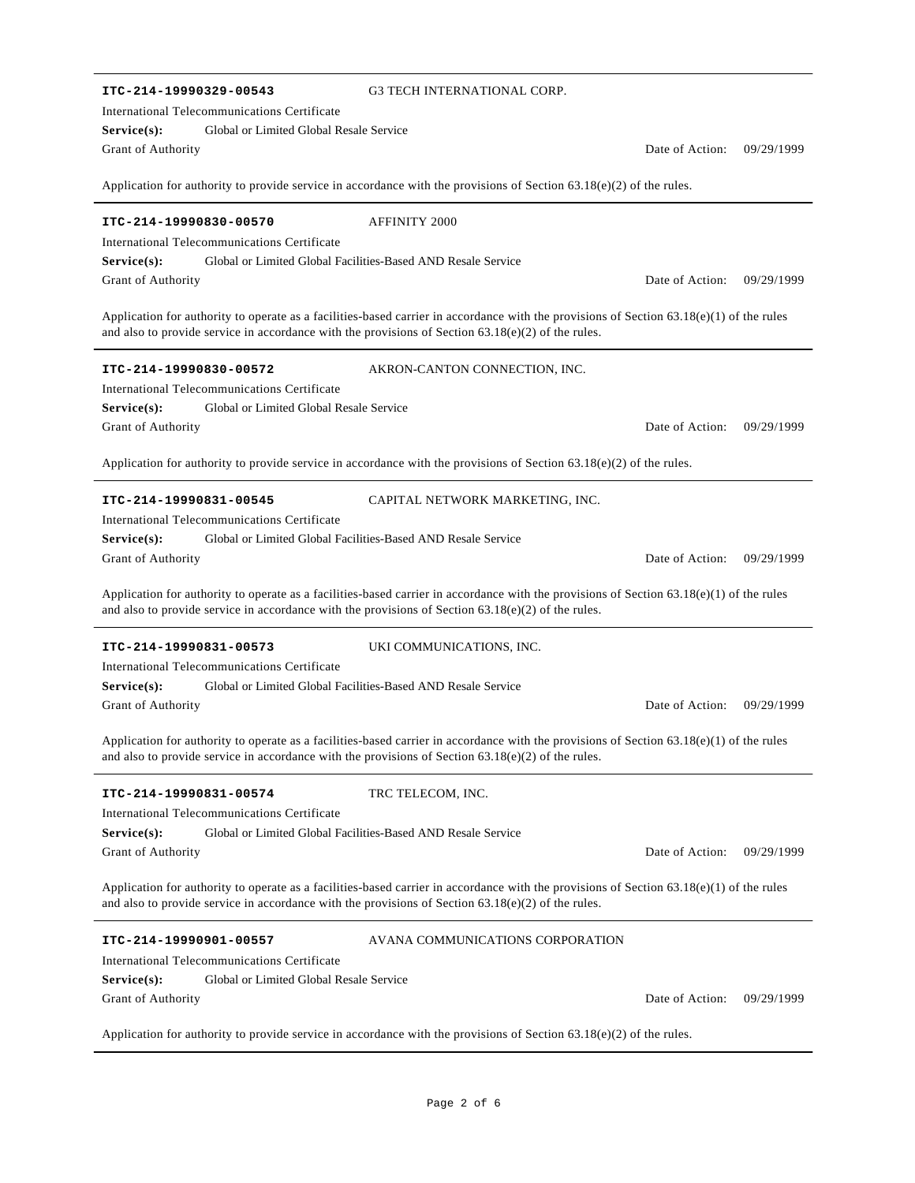---

**ITC-214-19990329-00543** G3 TECH INTERNATIONAL CORP.

International Telecommunications Certificate

**Service(s):** Global or Limited Global Resale Service

Grant of Authority Date of Action: 09/29/1999

Application for authority to provide service in accordance with the provisions of Section 63.18(e)(2) of the rules.

---

**ITC-214-19990830-00570** AFFINITY 2000

International Telecommunications Certificate

**Service(s):** Global or Limited Global Facilities-Based AND Resale Service

Grant of Authority Date of Action: 09/29/1999

Application for authority to operate as a facilities-based carrier in accordance with the provisions of Section 63.18(e)(1) of the rules and also to provide service in accordance with the provisions of Section 63.18(e)(2) of the rules.

---

**ITC-214-19990830-00572** AKRON-CANTON CONNECTION, INC.

International Telecommunications Certificate

**Service(s):** Global or Limited Global Resale Service

Grant of Authority Date of Action: 09/29/1999

Application for authority to provide service in accordance with the provisions of Section 63.18(e)(2) of the rules.

---

**ITC-214-19990831-00545** CAPITAL NETWORK MARKETING, INC.

International Telecommunications Certificate

**Service(s):** Global or Limited Global Facilities-Based AND Resale Service

Grant of Authority Date of Action: 09/29/1999

Application for authority to operate as a facilities-based carrier in accordance with the provisions of Section 63.18(e)(1) of the rules and also to provide service in accordance with the provisions of Section 63.18(e)(2) of the rules.

---

**ITC-214-19990831-00573** UKI COMMUNICATIONS, INC.

International Telecommunications Certificate

**Service(s):** Global or Limited Global Facilities-Based AND Resale Service

Grant of Authority Date of Action: 09/29/1999

Application for authority to operate as a facilities-based carrier in accordance with the provisions of Section 63.18(e)(1) of the rules and also to provide service in accordance with the provisions of Section 63.18(e)(2) of the rules.

---

**ITC-214-19990831-00574** TRC TELECOM, INC.

International Telecommunications Certificate

**Service(s):** Global or Limited Global Facilities-Based AND Resale Service

Grant of Authority Date of Action: 09/29/1999

Application for authority to operate as a facilities-based carrier in accordance with the provisions of Section 63.18(e)(1) of the rules and also to provide service in accordance with the provisions of Section 63.18(e)(2) of the rules.

---

**ITC-214-19990901-00557** AVANA COMMUNICATIONS CORPORATION

International Telecommunications Certificate

**Service(s):** Global or Limited Global Resale Service

Grant of Authority Date of Action: 09/29/1999

Application for authority to provide service in accordance with the provisions of Section 63.18(e)(2) of the rules.

---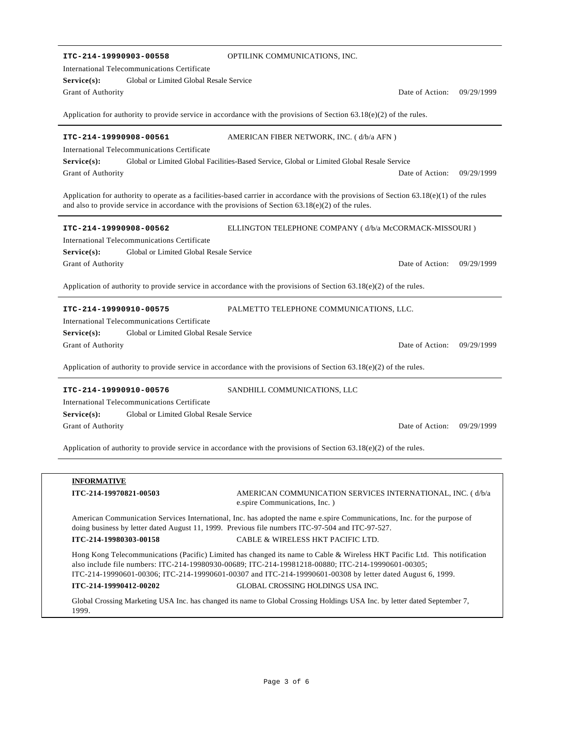**ITC-214-19990903-00558** OPTILINK COMMUNICATIONS, INC.

International Telecommunications Certificate

**Service(s):** Global or Limited Global Resale Service

Grant of Authority — Date of Action: 09/29/1999

Application for authority to provide service in accordance with the provisions of Section 63.18(e)(2) of the rules.

---

**ITC-214-19990908-00561** AMERICAN FIBER NETWORK, INC. ( d/b/a AFN )

International Telecommunications Certificate

**Service(s):** Global or Limited Global Facilities-Based Service, Global or Limited Global Resale Service

Grant of Authority — Date of Action: 09/29/1999

Application for authority to operate as a facilities-based carrier in accordance with the provisions of Section 63.18(e)(1) of the rules and also to provide service in accordance with the provisions of Section 63.18(e)(2) of the rules.

---

**ITC-214-19990908-00562** ELLINGTON TELEPHONE COMPANY ( d/b/a McCORMACK-MISSOURI )

International Telecommunications Certificate

**Service(s):** Global or Limited Global Resale Service

Grant of Authority — Date of Action: 09/29/1999

Application of authority to provide service in accordance with the provisions of Section 63.18(e)(2) of the rules.

---

**ITC-214-19990910-00575** PALMETTO TELEPHONE COMMUNICATIONS, LLC.

International Telecommunications Certificate

**Service(s):** Global or Limited Global Resale Service

Grant of Authority — Date of Action: 09/29/1999

Application of authority to provide service in accordance with the provisions of Section 63.18(e)(2) of the rules.

---

**ITC-214-19990910-00576** SANDHILL COMMUNICATIONS, LLC

International Telecommunications Certificate

**Service(s):** Global or Limited Global Resale Service

Grant of Authority — Date of Action: 09/29/1999

Application of authority to provide service in accordance with the provisions of Section 63.18(e)(2) of the rules.

---

**INFORMATIVE**

**ITC-214-19970821-00503** AMERICAN COMMUNICATION SERVICES INTERNATIONAL, INC. ( d/b/a e.spire Communications, Inc. )

American Communication Services International, Inc. has adopted the name e.spire Communications, Inc. for the purpose of doing business by letter dated August 11, 1999. Previous file numbers ITC-97-504 and ITC-97-527.

**ITC-214-19980303-00158** CABLE & WIRELESS HKT PACIFIC LTD.

Hong Kong Telecommunications (Pacific) Limited has changed its name to Cable & Wireless HKT Pacific Ltd. This notification also include file numbers: ITC-214-19980930-00689; ITC-214-19981218-00880; ITC-214-19990601-00305; ITC-214-19990601-00306; ITC-214-19990601-00307 and ITC-214-19990601-00308 by letter dated August 6, 1999.

**ITC-214-19990412-00202** GLOBAL CROSSING HOLDINGS USA INC.

Global Crossing Marketing USA Inc. has changed its name to Global Crossing Holdings USA Inc. by letter dated September 7, 1999.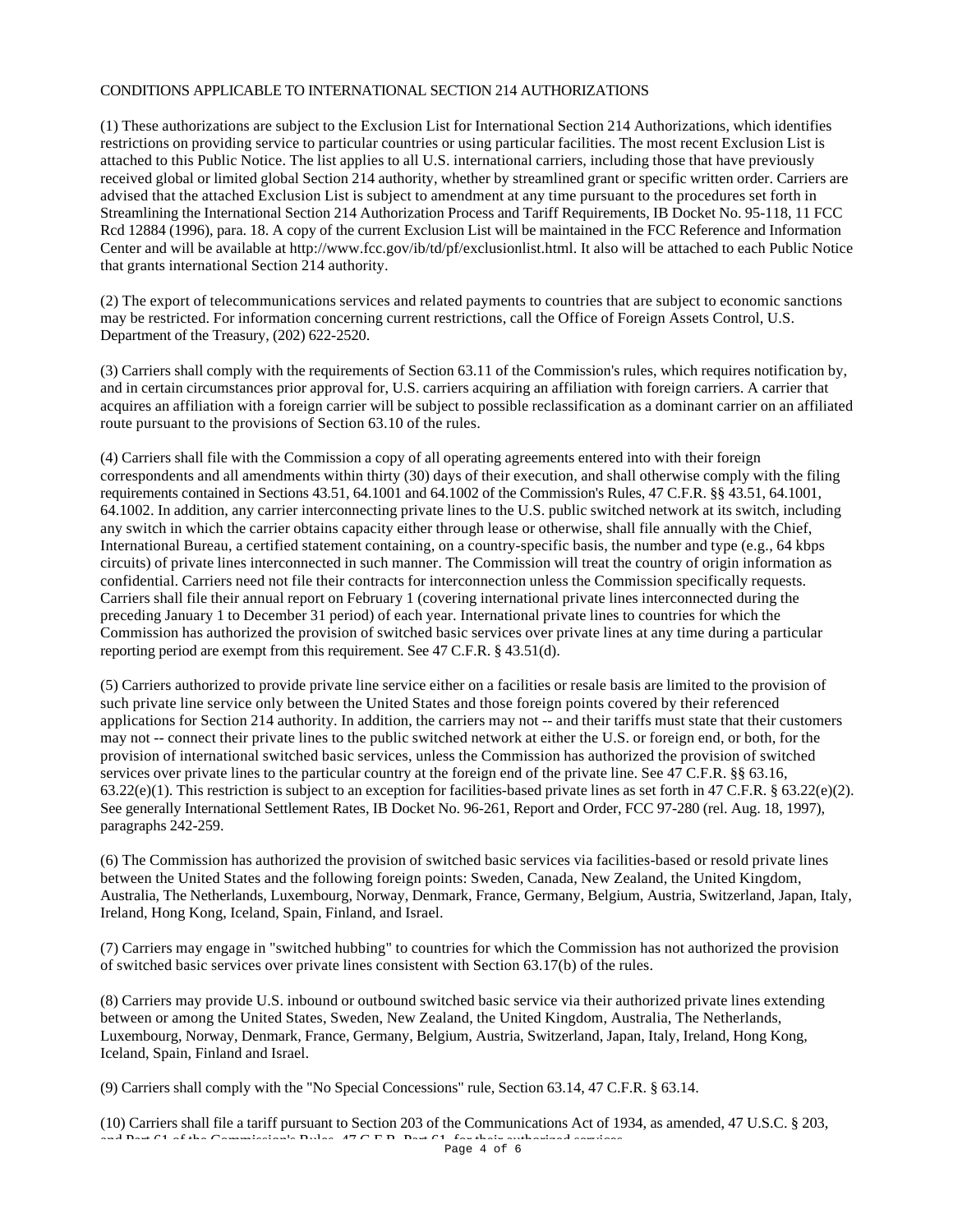CONDITIONS APPLICABLE TO INTERNATIONAL SECTION 214 AUTHORIZATIONS

(1) These authorizations are subject to the Exclusion List for International Section 214 Authorizations, which identifies restrictions on providing service to particular countries or using particular facilities. The most recent Exclusion List is attached to this Public Notice. The list applies to all U.S. international carriers, including those that have previously received global or limited global Section 214 authority, whether by streamlined grant or specific written order. Carriers are advised that the attached Exclusion List is subject to amendment at any time pursuant to the procedures set forth in Streamlining the International Section 214 Authorization Process and Tariff Requirements, IB Docket No. 95-118, 11 FCC Rcd 12884 (1996), para. 18. A copy of the current Exclusion List will be maintained in the FCC Reference and Information Center and will be available at http://www.fcc.gov/ib/td/pf/exclusionlist.html. It also will be attached to each Public Notice that grants international Section 214 authority.

(2) The export of telecommunications services and related payments to countries that are subject to economic sanctions may be restricted. For information concerning current restrictions, call the Office of Foreign Assets Control, U.S. Department of the Treasury, (202) 622-2520.

(3) Carriers shall comply with the requirements of Section 63.11 of the Commission's rules, which requires notification by, and in certain circumstances prior approval for, U.S. carriers acquiring an affiliation with foreign carriers. A carrier that acquires an affiliation with a foreign carrier will be subject to possible reclassification as a dominant carrier on an affiliated route pursuant to the provisions of Section 63.10 of the rules.

(4) Carriers shall file with the Commission a copy of all operating agreements entered into with their foreign correspondents and all amendments within thirty (30) days of their execution, and shall otherwise comply with the filing requirements contained in Sections 43.51, 64.1001 and 64.1002 of the Commission's Rules, 47 C.F.R. §§ 43.51, 64.1001, 64.1002. In addition, any carrier interconnecting private lines to the U.S. public switched network at its switch, including any switch in which the carrier obtains capacity either through lease or otherwise, shall file annually with the Chief, International Bureau, a certified statement containing, on a country-specific basis, the number and type (e.g., 64 kbps circuits) of private lines interconnected in such manner. The Commission will treat the country of origin information as confidential. Carriers need not file their contracts for interconnection unless the Commission specifically requests. Carriers shall file their annual report on February 1 (covering international private lines interconnected during the preceding January 1 to December 31 period) of each year. International private lines to countries for which the Commission has authorized the provision of switched basic services over private lines at any time during a particular reporting period are exempt from this requirement. See 47 C.F.R. § 43.51(d).

(5) Carriers authorized to provide private line service either on a facilities or resale basis are limited to the provision of such private line service only between the United States and those foreign points covered by their referenced applications for Section 214 authority. In addition, the carriers may not -- and their tariffs must state that their customers may not -- connect their private lines to the public switched network at either the U.S. or foreign end, or both, for the provision of international switched basic services, unless the Commission has authorized the provision of switched services over private lines to the particular country at the foreign end of the private line. See 47 C.F.R. §§ 63.16, 63.22(e)(1). This restriction is subject to an exception for facilities-based private lines as set forth in 47 C.F.R. § 63.22(e)(2). See generally International Settlement Rates, IB Docket No. 96-261, Report and Order, FCC 97-280 (rel. Aug. 18, 1997), paragraphs 242-259.

(6) The Commission has authorized the provision of switched basic services via facilities-based or resold private lines between the United States and the following foreign points: Sweden, Canada, New Zealand, the United Kingdom, Australia, The Netherlands, Luxembourg, Norway, Denmark, France, Germany, Belgium, Austria, Switzerland, Japan, Italy, Ireland, Hong Kong, Iceland, Spain, Finland, and Israel.

(7) Carriers may engage in "switched hubbing" to countries for which the Commission has not authorized the provision of switched basic services over private lines consistent with Section 63.17(b) of the rules.

(8) Carriers may provide U.S. inbound or outbound switched basic service via their authorized private lines extending between or among the United States, Sweden, New Zealand, the United Kingdom, Australia, The Netherlands, Luxembourg, Norway, Denmark, France, Germany, Belgium, Austria, Switzerland, Japan, Italy, Ireland, Hong Kong, Iceland, Spain, Finland and Israel.

(9) Carriers shall comply with the "No Special Concessions" rule, Section 63.14, 47 C.F.R. § 63.14.

(10) Carriers shall file a tariff pursuant to Section 203 of the Communications Act of 1934, as amended, 47 U.S.C. § 203, and Part 61 of the Commission's Rules, 47 C.F.R. Part 61, for their authorized services.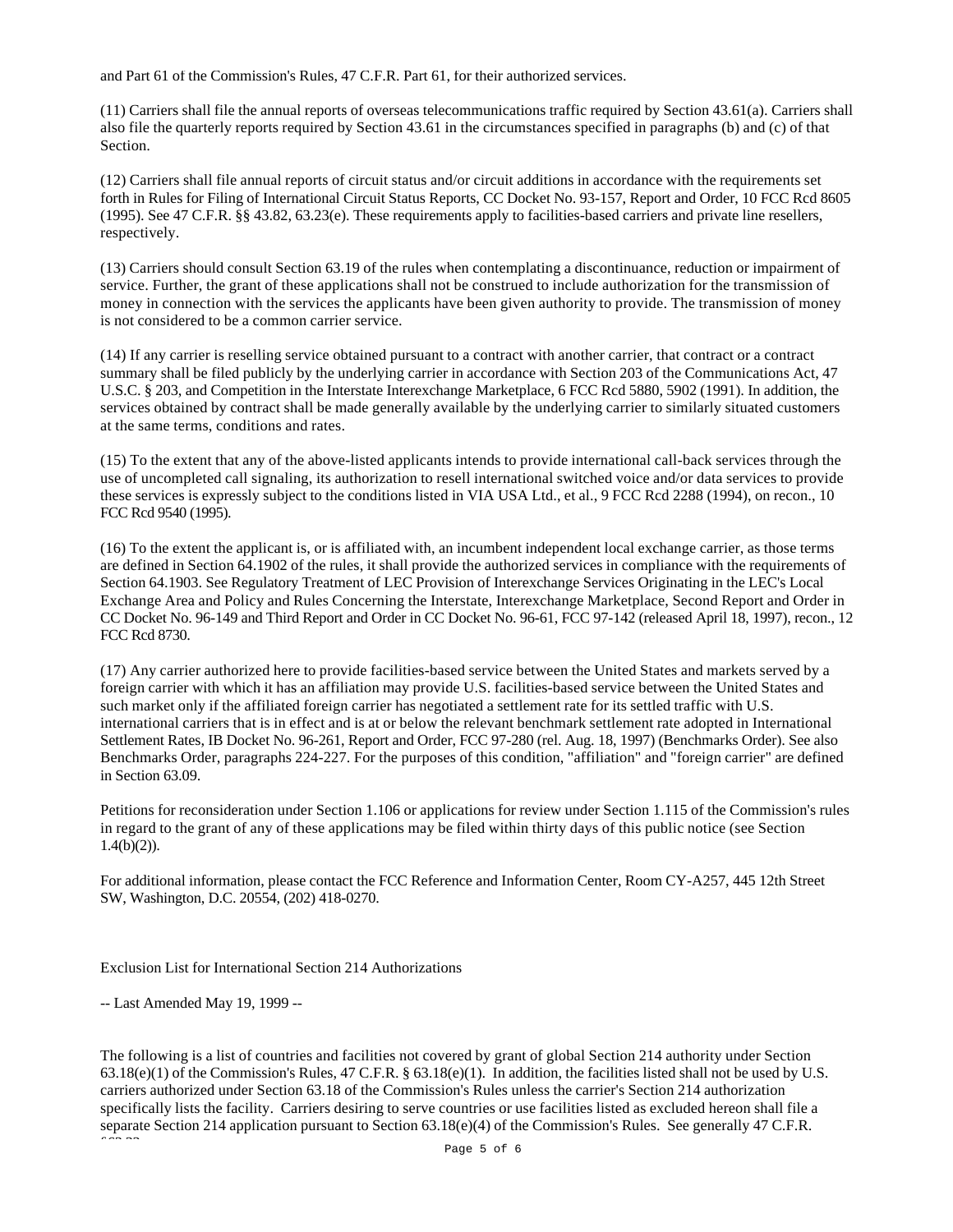and Part 61 of the Commission's Rules, 47 C.F.R. Part 61, for their authorized services.

(11) Carriers shall file the annual reports of overseas telecommunications traffic required by Section 43.61(a). Carriers shall also file the quarterly reports required by Section 43.61 in the circumstances specified in paragraphs (b) and (c) of that Section.

(12) Carriers shall file annual reports of circuit status and/or circuit additions in accordance with the requirements set forth in Rules for Filing of International Circuit Status Reports, CC Docket No. 93-157, Report and Order, 10 FCC Rcd 8605 (1995). See 47 C.F.R. §§ 43.82, 63.23(e). These requirements apply to facilities-based carriers and private line resellers, respectively.

(13) Carriers should consult Section 63.19 of the rules when contemplating a discontinuance, reduction or impairment of service. Further, the grant of these applications shall not be construed to include authorization for the transmission of money in connection with the services the applicants have been given authority to provide. The transmission of money is not considered to be a common carrier service.

(14) If any carrier is reselling service obtained pursuant to a contract with another carrier, that contract or a contract summary shall be filed publicly by the underlying carrier in accordance with Section 203 of the Communications Act, 47 U.S.C. § 203, and Competition in the Interstate Interexchange Marketplace, 6 FCC Rcd 5880, 5902 (1991). In addition, the services obtained by contract shall be made generally available by the underlying carrier to similarly situated customers at the same terms, conditions and rates.

(15) To the extent that any of the above-listed applicants intends to provide international call-back services through the use of uncompleted call signaling, its authorization to resell international switched voice and/or data services to provide these services is expressly subject to the conditions listed in VIA USA Ltd., et al., 9 FCC Rcd 2288 (1994), on recon., 10 FCC Rcd 9540 (1995).

(16) To the extent the applicant is, or is affiliated with, an incumbent independent local exchange carrier, as those terms are defined in Section 64.1902 of the rules, it shall provide the authorized services in compliance with the requirements of Section 64.1903. See Regulatory Treatment of LEC Provision of Interexchange Services Originating in the LEC's Local Exchange Area and Policy and Rules Concerning the Interstate, Interexchange Marketplace, Second Report and Order in CC Docket No. 96-149 and Third Report and Order in CC Docket No. 96-61, FCC 97-142 (released April 18, 1997), recon., 12 FCC Rcd 8730.

(17) Any carrier authorized here to provide facilities-based service between the United States and markets served by a foreign carrier with which it has an affiliation may provide U.S. facilities-based service between the United States and such market only if the affiliated foreign carrier has negotiated a settlement rate for its settled traffic with U.S. international carriers that is in effect and is at or below the relevant benchmark settlement rate adopted in International Settlement Rates, IB Docket No. 96-261, Report and Order, FCC 97-280 (rel. Aug. 18, 1997) (Benchmarks Order). See also Benchmarks Order, paragraphs 224-227. For the purposes of this condition, "affiliation" and "foreign carrier" are defined in Section 63.09.

Petitions for reconsideration under Section 1.106 or applications for review under Section 1.115 of the Commission's rules in regard to the grant of any of these applications may be filed within thirty days of this public notice (see Section 1.4(b)(2)).

For additional information, please contact the FCC Reference and Information Center, Room CY-A257, 445 12th Street SW, Washington, D.C. 20554, (202) 418-0270.

Exclusion List for International Section 214 Authorizations

-- Last Amended May 19, 1999 --

The following is a list of countries and facilities not covered by grant of global Section 214 authority under Section 63.18(e)(1) of the Commission's Rules, 47 C.F.R. § 63.18(e)(1). In addition, the facilities listed shall not be used by U.S. carriers authorized under Section 63.18 of the Commission's Rules unless the carrier's Section 214 authorization specifically lists the facility. Carriers desiring to serve countries or use facilities listed as excluded hereon shall file a separate Section 214 application pursuant to Section 63.18(e)(4) of the Commission's Rules. See generally 47 C.F.R. §63.22.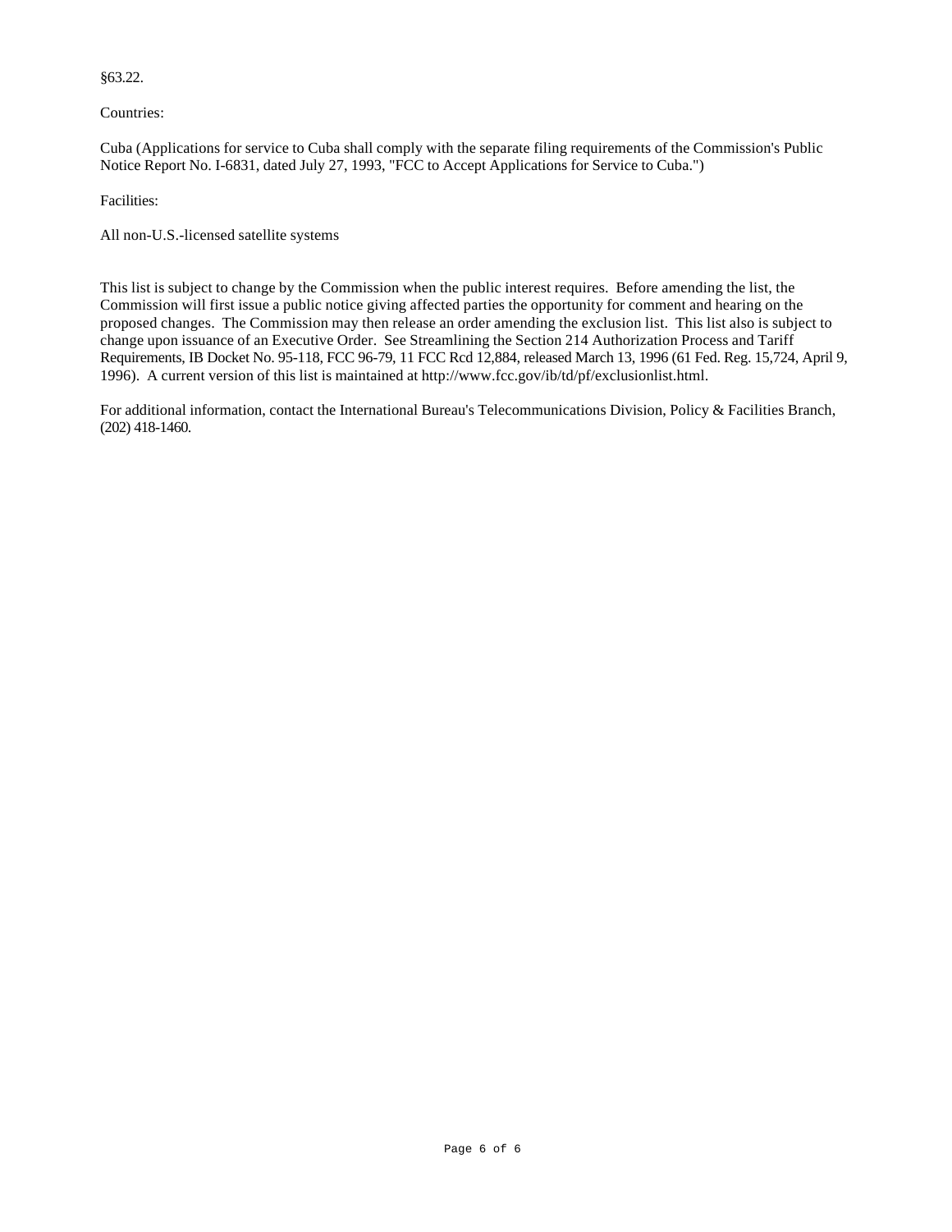§63.22.

Countries:

Cuba (Applications for service to Cuba shall comply with the separate filing requirements of the Commission's Public Notice Report No. I-6831, dated July 27, 1993, "FCC to Accept Applications for Service to Cuba.")

Facilities:

All non-U.S.-licensed satellite systems

This list is subject to change by the Commission when the public interest requires. Before amending the list, the Commission will first issue a public notice giving affected parties the opportunity for comment and hearing on the proposed changes. The Commission may then release an order amending the exclusion list. This list also is subject to change upon issuance of an Executive Order. See Streamlining the Section 214 Authorization Process and Tariff Requirements, IB Docket No. 95-118, FCC 96-79, 11 FCC Rcd 12,884, released March 13, 1996 (61 Fed. Reg. 15,724, April 9, 1996). A current version of this list is maintained at http://www.fcc.gov/ib/td/pf/exclusionlist.html.

For additional information, contact the International Bureau's Telecommunications Division, Policy & Facilities Branch, (202) 418-1460.